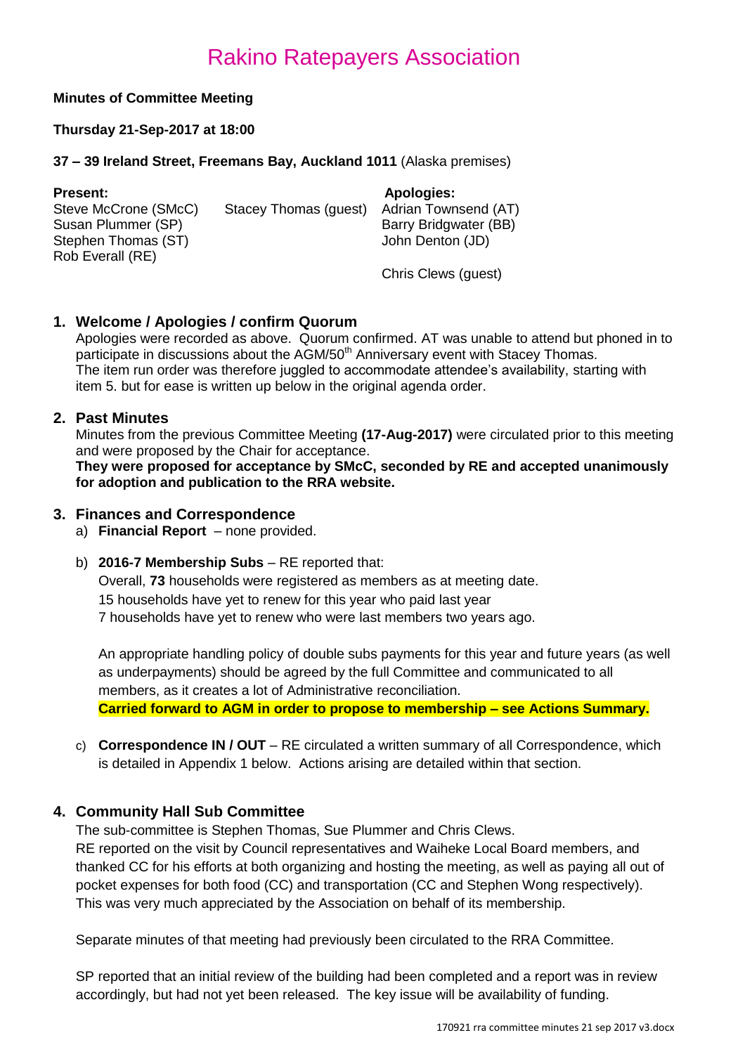# Rakino Ratepayers Association

**Minutes of Committee Meeting**

**Thursday 21-Sep-2017 at 18:00**

**37 – 39 Ireland Street, Freemans Bay, Auckland 1011** (Alaska premises)

| **Present:** | | **Apologies:** |
|---|---|---|
| Steve McCrone (SMcC) | Stacey Thomas (guest) | Adrian Townsend (AT) |
| Susan Plummer (SP) | | Barry Bridgwater (BB) |
| Stephen Thomas (ST) | | John Denton (JD) |
| Rob Everall (RE) | | |
| | | Chris Clews (guest) |

## 1. Welcome / Apologies / confirm Quorum

Apologies were recorded as above. Quorum confirmed. AT was unable to attend but phoned in to participate in discussions about the AGM/50th Anniversary event with Stacey Thomas. The item run order was therefore juggled to accommodate attendee's availability, starting with item 5. but for ease is written up below in the original agenda order.

## 2. Past Minutes

Minutes from the previous Committee Meeting **(17-Aug-2017)** were circulated prior to this meeting and were proposed by the Chair for acceptance.

**They were proposed for acceptance by SMcC, seconded by RE and accepted unanimously for adoption and publication to the RRA website.**

## 3. Finances and Correspondence

a) **Financial Report** – none provided.

b) **2016-7 Membership Subs** – RE reported that:

Overall, **73** households were registered as members as at meeting date.

15 households have yet to renew for this year who paid last year

7 households have yet to renew who were last members two years ago.

An appropriate handling policy of double subs payments for this year and future years (as well as underpayments) should be agreed by the full Committee and communicated to all members, as it creates a lot of Administrative reconciliation.

**Carried forward to AGM in order to propose to membership – see Actions Summary.**

c) **Correspondence IN / OUT** – RE circulated a written summary of all Correspondence, which is detailed in Appendix 1 below. Actions arising are detailed within that section.

## 4. Community Hall Sub Committee

The sub-committee is Stephen Thomas, Sue Plummer and Chris Clews.

RE reported on the visit by Council representatives and Waiheke Local Board members, and thanked CC for his efforts at both organizing and hosting the meeting, as well as paying all out of pocket expenses for both food (CC) and transportation (CC and Stephen Wong respectively). This was very much appreciated by the Association on behalf of its membership.

Separate minutes of that meeting had previously been circulated to the RRA Committee.

SP reported that an initial review of the building had been completed and a report was in review accordingly, but had not yet been released. The key issue will be availability of funding.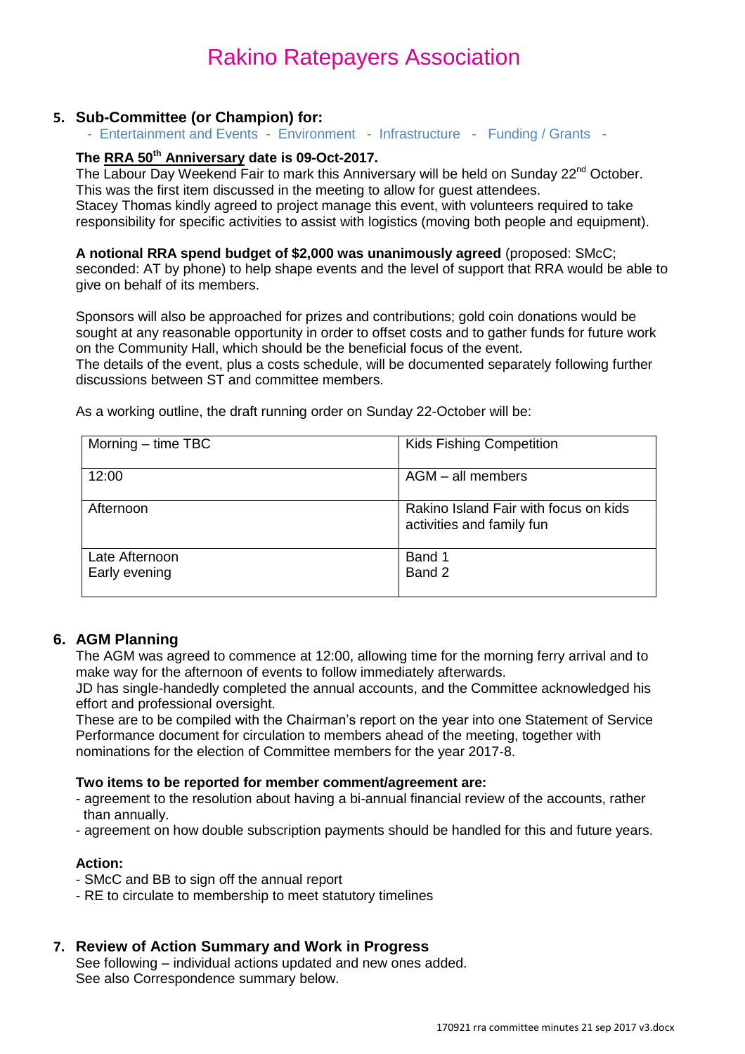# Rakino Ratepayers Association

## 5. Sub-Committee (or Champion) for:

- Entertainment and Events - Environment - Infrastructure - Funding / Grants -

**The RRA 50th Anniversary date is 09-Oct-2017.**

The Labour Day Weekend Fair to mark this Anniversary will be held on Sunday 22nd October. This was the first item discussed in the meeting to allow for guest attendees.
Stacey Thomas kindly agreed to project manage this event, with volunteers required to take responsibility for specific activities to assist with logistics (moving both people and equipment).

**A notional RRA spend budget of $2,000 was unanimously agreed** (proposed: SMcC; seconded: AT by phone) to help shape events and the level of support that RRA would be able to give on behalf of its members.

Sponsors will also be approached for prizes and contributions; gold coin donations would be sought at any reasonable opportunity in order to offset costs and to gather funds for future work on the Community Hall, which should be the beneficial focus of the event.
The details of the event, plus a costs schedule, will be documented separately following further discussions between ST and committee members.

As a working outline, the draft running order on Sunday 22-October will be:

| | |
|---|---|
| Morning – time TBC | Kids Fishing Competition |
| 12:00 | AGM – all members |
| Afternoon | Rakino Island Fair with focus on kids activities and family fun |
| Late Afternoon<br>Early evening | Band 1<br>Band 2 |

## 6. AGM Planning

The AGM was agreed to commence at 12:00, allowing time for the morning ferry arrival and to make way for the afternoon of events to follow immediately afterwards.
JD has single-handedly completed the annual accounts, and the Committee acknowledged his effort and professional oversight.
These are to be compiled with the Chairman's report on the year into one Statement of Service Performance document for circulation to members ahead of the meeting, together with nominations for the election of Committee members for the year 2017-8.

**Two items to be reported for member comment/agreement are:**

- agreement to the resolution about having a bi-annual financial review of the accounts, rather than annually.
- agreement on how double subscription payments should be handled for this and future years.

**Action:**

- SMcC and BB to sign off the annual report
- RE to circulate to membership to meet statutory timelines

## 7. Review of Action Summary and Work in Progress

See following – individual actions updated and new ones added.
See also Correspondence summary below.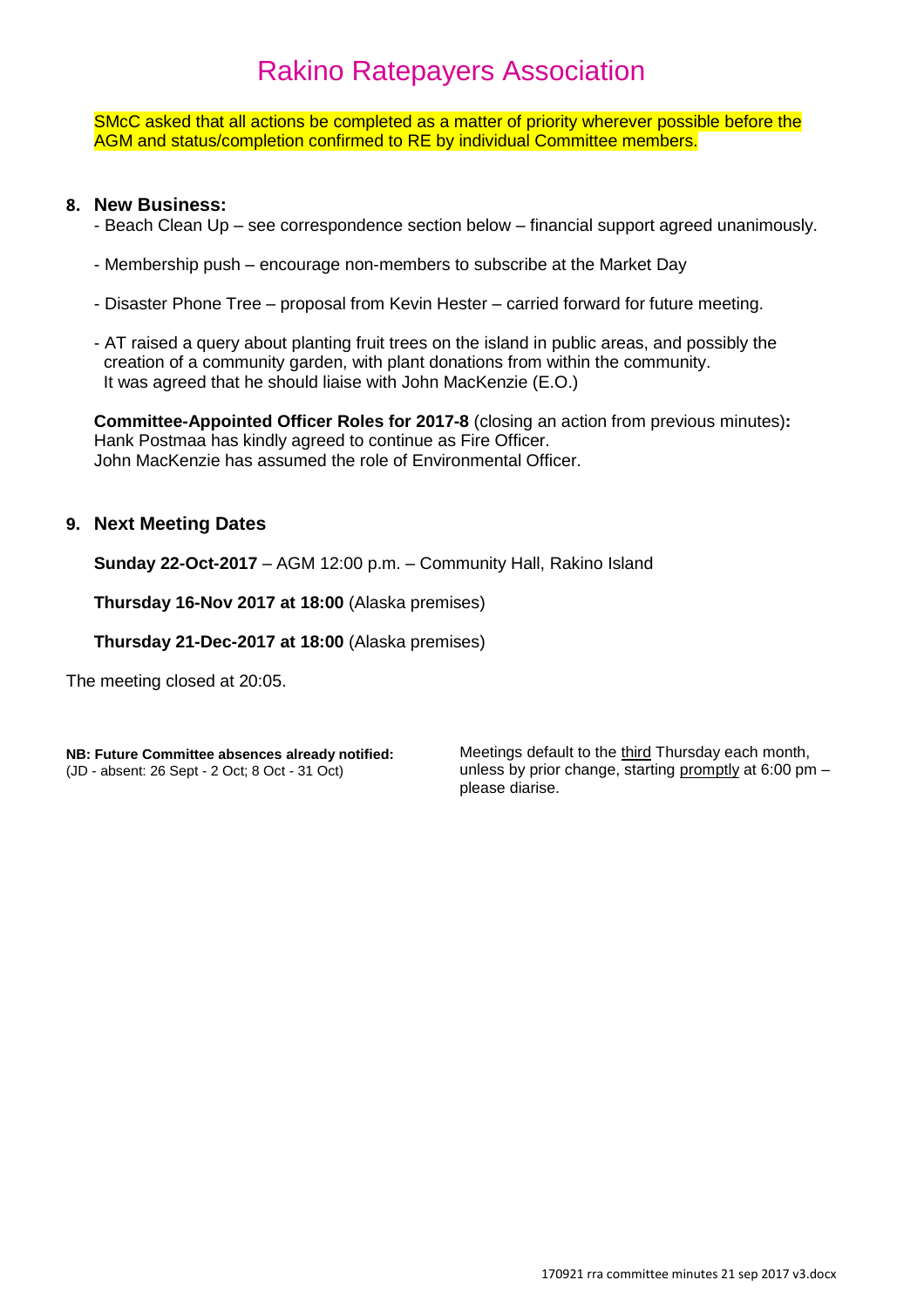SMcC asked that all actions be completed as a matter of priority wherever possible before the AGM and status/completion confirmed to RE by individual Committee members.

## 8. New Business:

- Beach Clean Up – see correspondence section below – financial support agreed unanimously.

- Membership push – encourage non-members to subscribe at the Market Day

- Disaster Phone Tree – proposal from Kevin Hester – carried forward for future meeting.

- AT raised a query about planting fruit trees on the island in public areas, and possibly the creation of a community garden, with plant donations from within the community. It was agreed that he should liaise with John MacKenzie (E.O.)

**Committee-Appointed Officer Roles for 2017-8** (closing an action from previous minutes)**:**
Hank Postmaa has kindly agreed to continue as Fire Officer.
John MacKenzie has assumed the role of Environmental Officer.

## 9. Next Meeting Dates

**Sunday 22-Oct-2017** – AGM 12:00 p.m. – Community Hall, Rakino Island

**Thursday 16-Nov 2017 at 18:00** (Alaska premises)

**Thursday 21-Dec-2017 at 18:00** (Alaska premises)

The meeting closed at 20:05.

**NB: Future Committee absences already notified:**
(JD - absent: 26 Sept - 2 Oct; 8 Oct - 31 Oct)

Meetings default to the third Thursday each month, unless by prior change, starting promptly at 6:00 pm – please diarise.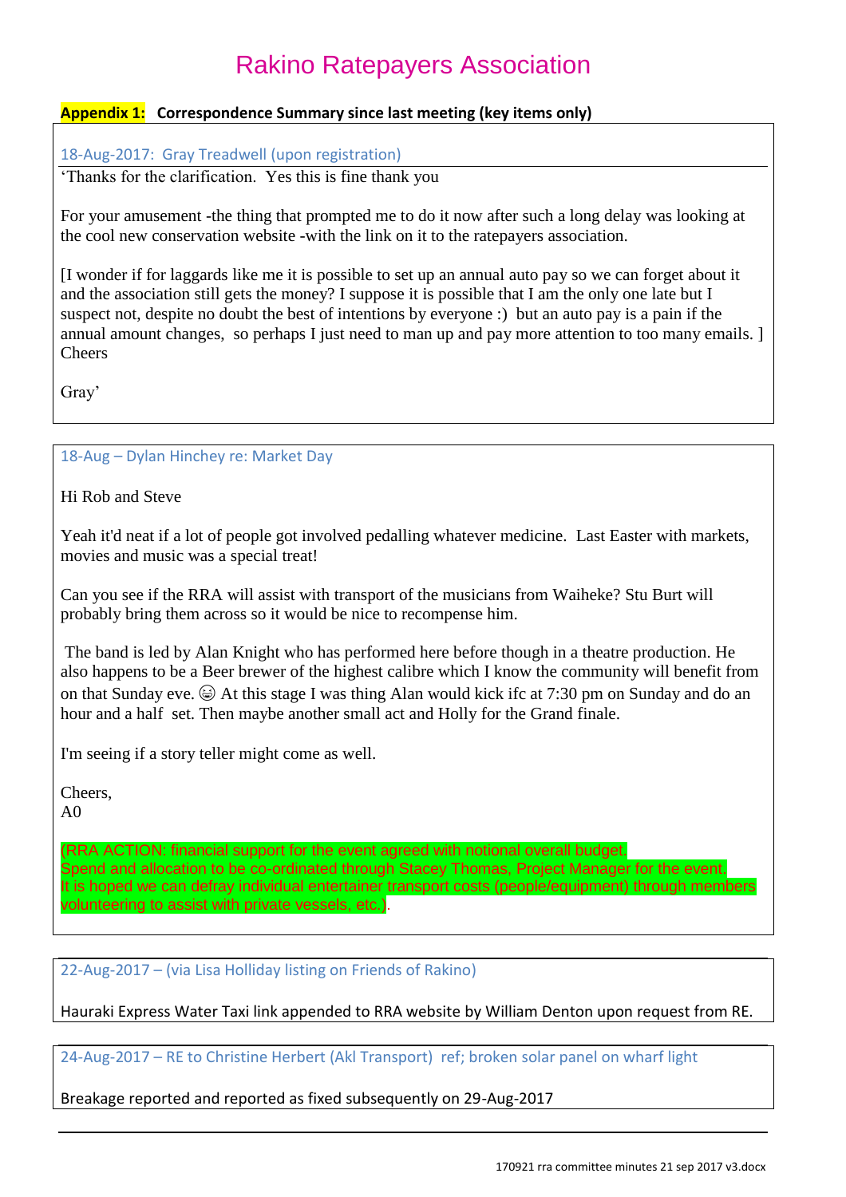# Rakino Ratepayers Association

**Appendix 1: Correspondence Summary since last meeting (key items only)**

### 18-Aug-2017: Gray Treadwell (upon registration)

'Thanks for the clarification. Yes this is fine thank you

For your amusement -the thing that prompted me to do it now after such a long delay was looking at the cool new conservation website -with the link on it to the ratepayers association.

[I wonder if for laggards like me it is possible to set up an annual auto pay so we can forget about it and the association still gets the money? I suppose it is possible that I am the only one late but I suspect not, despite no doubt the best of intentions by everyone :) but an auto pay is a pain if the annual amount changes, so perhaps I just need to man up and pay more attention to too many emails. ]
Cheers

Gray'

### 18-Aug – Dylan Hinchey re: Market Day

Hi Rob and Steve

Yeah it'd neat if a lot of people got involved pedalling whatever medicine. Last Easter with markets, movies and music was a special treat!

Can you see if the RRA will assist with transport of the musicians from Waiheke? Stu Burt will probably bring them across so it would be nice to recompense him.

The band is led by Alan Knight who has performed here before though in a theatre production. He also happens to be a Beer brewer of the highest calibre which I know the community will benefit from on that Sunday eve. 😀 At this stage I was thing Alan would kick ifc at 7:30 pm on Sunday and do an hour and a half set. Then maybe another small act and Holly for the Grand finale.

I'm seeing if a story teller might come as well.

Cheers,
A0

(RRA ACTION: financial support for the event agreed with notional overall budget.
Spend and allocation to be co-ordinated through Stacey Thomas, Project Manager for the event.
It is hoped we can defray individual entertainer transport costs (people/equipment) through members volunteering to assist with private vessels, etc.).

### 22-Aug-2017 – (via Lisa Holliday listing on Friends of Rakino)

Hauraki Express Water Taxi link appended to RRA website by William Denton upon request from RE.

### 24-Aug-2017 – RE to Christine Herbert (Akl Transport) ref; broken solar panel on wharf light

Breakage reported and reported as fixed subsequently on 29-Aug-2017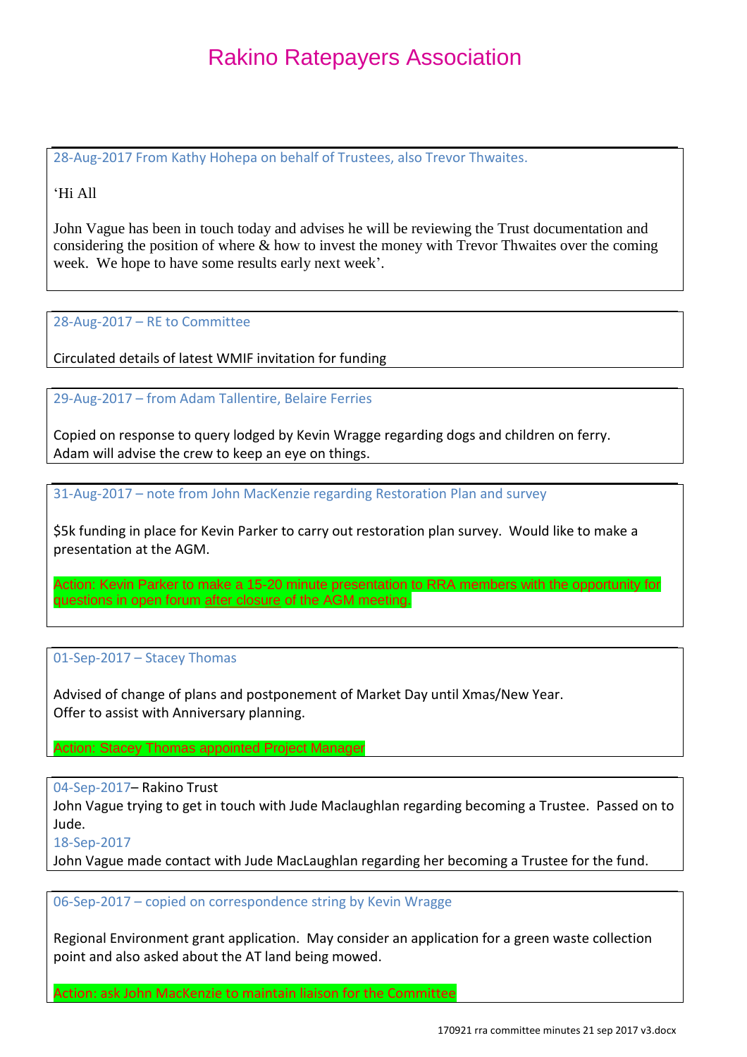# Rakino Ratepayers Association

28-Aug-2017 From Kathy Hohepa on behalf of Trustees, also Trevor Thwaites.

'Hi All

John Vague has been in touch today and advises he will be reviewing the Trust documentation and considering the position of where & how to invest the money with Trevor Thwaites over the coming week. We hope to have some results early next week'.

---

28-Aug-2017 – RE to Committee

Circulated details of latest WMIF invitation for funding

---

29-Aug-2017 – from Adam Tallentire, Belaire Ferries

Copied on response to query lodged by Kevin Wragge regarding dogs and children on ferry.
Adam will advise the crew to keep an eye on things.

---

31-Aug-2017 – note from John MacKenzie regarding Restoration Plan and survey

$5k funding in place for Kevin Parker to carry out restoration plan survey. Would like to make a presentation at the AGM.

Action: Kevin Parker to make a 15-20 minute presentation to RRA members with the opportunity for questions in open forum after closure of the AGM meeting.

---

01-Sep-2017 – Stacey Thomas

Advised of change of plans and postponement of Market Day until Xmas/New Year.
Offer to assist with Anniversary planning.

Action: Stacey Thomas appointed Project Manager

---

04-Sep-2017– Rakino Trust
John Vague trying to get in touch with Jude Maclaughlan regarding becoming a Trustee. Passed on to Jude.
18-Sep-2017
John Vague made contact with Jude MacLaughlan regarding her becoming a Trustee for the fund.

---

06-Sep-2017 – copied on correspondence string by Kevin Wragge

Regional Environment grant application. May consider an application for a green waste collection point and also asked about the AT land being mowed.

Action: ask John MacKenzie to maintain liaison for the Committee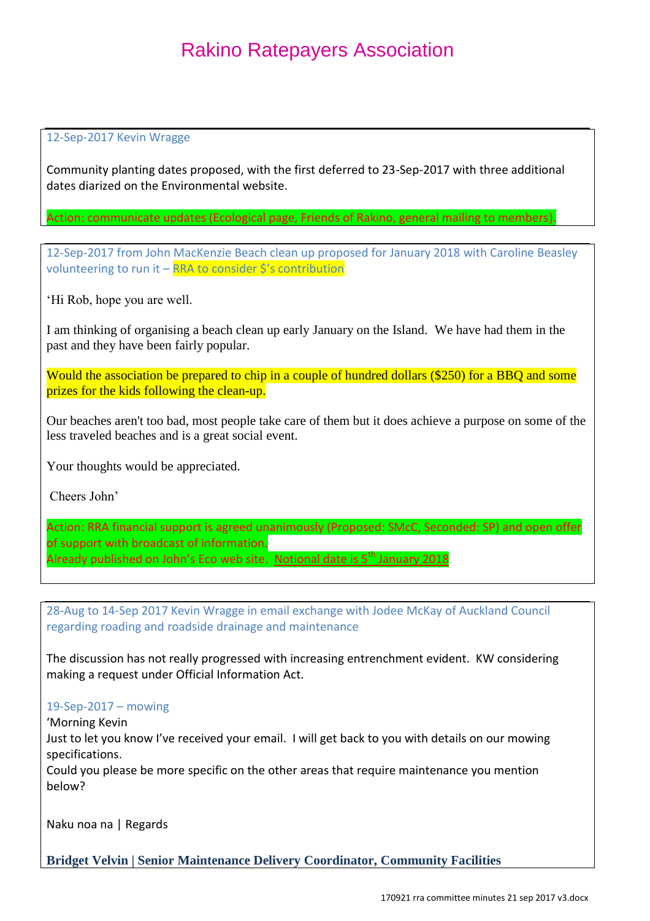# Rakino Ratepayers Association

12-Sep-2017 Kevin Wragge

Community planting dates proposed, with the first deferred to 23-Sep-2017 with three additional dates diarized on the Environmental website.

Action: communicate updates (Ecological page, Friends of Rakino, general mailing to members).

---

12-Sep-2017 from John MacKenzie Beach clean up proposed for January 2018 with Caroline Beasley volunteering to run it – RRA to consider $'s contribution

'Hi Rob, hope you are well.

I am thinking of organising a beach clean up early January on the Island. We have had them in the past and they have been fairly popular.

Would the association be prepared to chip in a couple of hundred dollars ($250) for a BBQ and some prizes for the kids following the clean-up.

Our beaches aren't too bad, most people take care of them but it does achieve a purpose on some of the less traveled beaches and is a great social event.

Your thoughts would be appreciated.

Cheers John'

Action: RRA financial support is agreed unanimously (Proposed: SMcC, Seconded: SP) and open offer of support with broadcast of information.
Already published on John's Eco web site. Notional date is 5th January 2018

---

28-Aug to 14-Sep 2017 Kevin Wragge in email exchange with Jodee McKay of Auckland Council regarding roading and roadside drainage and maintenance

The discussion has not really progressed with increasing entrenchment evident. KW considering making a request under Official Information Act.

19-Sep-2017 – mowing

'Morning Kevin
Just to let you know I've received your email. I will get back to you with details on our mowing specifications.
Could you please be more specific on the other areas that require maintenance you mention below?

Naku noa na | Regards

**Bridget Velvin | Senior Maintenance Delivery Coordinator, Community Facilities**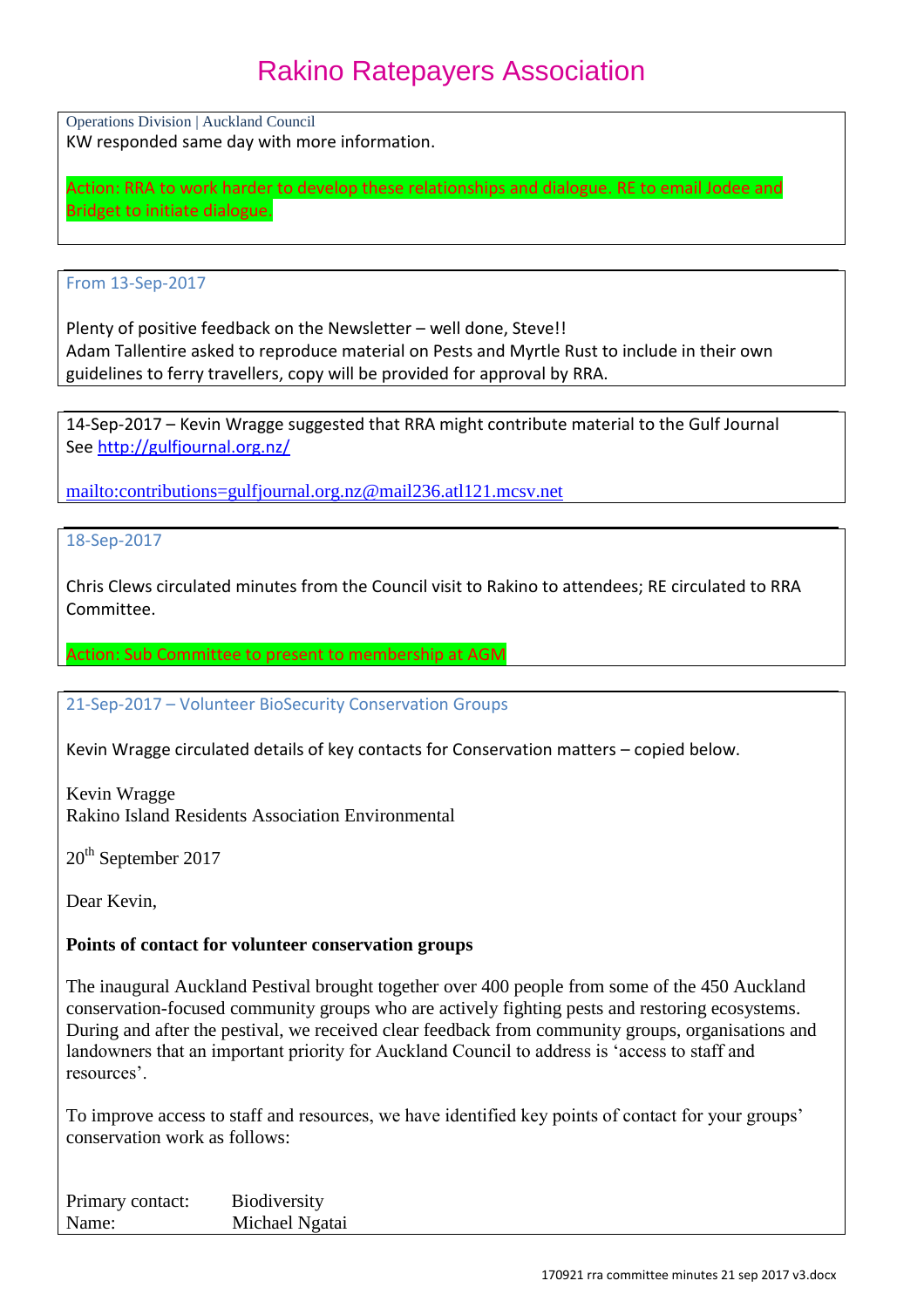Operations Division | Auckland Council
KW responded same day with more information.

Action: RRA to work harder to develop these relationships and dialogue. RE to email Jodee and Bridget to initiate dialogue.

From 13-Sep-2017

Plenty of positive feedback on the Newsletter – well done, Steve!!
Adam Tallentire asked to reproduce material on Pests and Myrtle Rust to include in their own guidelines to ferry travellers, copy will be provided for approval by RRA.

14-Sep-2017 – Kevin Wragge suggested that RRA might contribute material to the Gulf Journal
See http://gulfjournal.org.nz/

mailto:contributions=gulfjournal.org.nz@mail236.atl121.mcsv.net

18-Sep-2017

Chris Clews circulated minutes from the Council visit to Rakino to attendees; RE circulated to RRA Committee.

Action: Sub Committee to present to membership at AGM

21-Sep-2017 – Volunteer BioSecurity Conservation Groups

Kevin Wragge circulated details of key contacts for Conservation matters – copied below.

Kevin Wragge
Rakino Island Residents Association Environmental

20th September 2017

Dear Kevin,

**Points of contact for volunteer conservation groups**

The inaugural Auckland Pestival brought together over 400 people from some of the 450 Auckland conservation-focused community groups who are actively fighting pests and restoring ecosystems. During and after the pestival, we received clear feedback from community groups, organisations and landowners that an important priority for Auckland Council to address is 'access to staff and resources'.

To improve access to staff and resources, we have identified key points of contact for your groups' conservation work as follows:

Primary contact: Biodiversity
Name: Michael Ngatai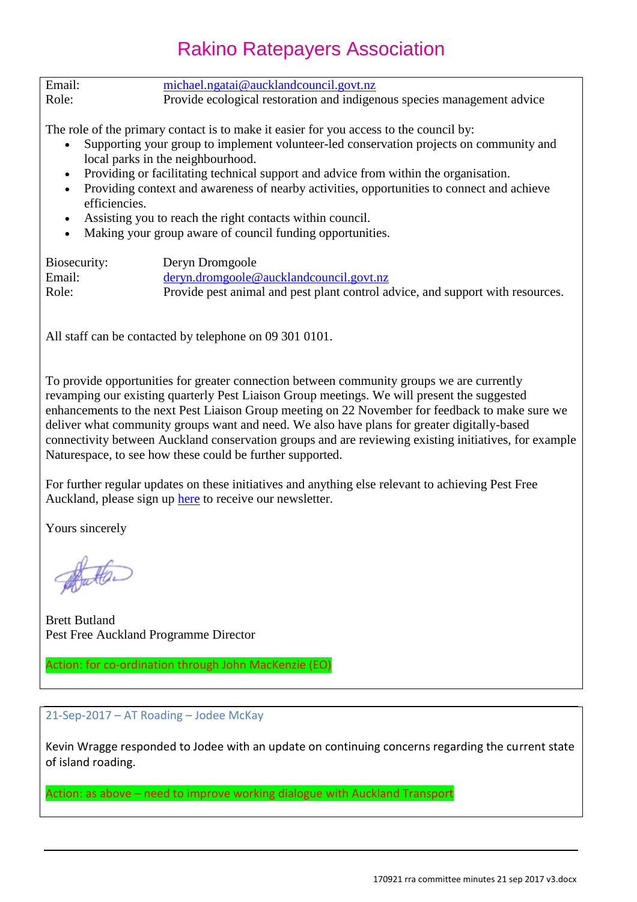Email: michael.ngatai@aucklandcouncil.govt.nz
Role: Provide ecological restoration and indigenous species management advice

The role of the primary contact is to make it easier for you access to the council by:

- Supporting your group to implement volunteer-led conservation projects on community and local parks in the neighbourhood.
- Providing or facilitating technical support and advice from within the organisation.
- Providing context and awareness of nearby activities, opportunities to connect and achieve efficiencies.
- Assisting you to reach the right contacts within council.
- Making your group aware of council funding opportunities.

Biosecurity: Deryn Dromgoole
Email: deryn.dromgoole@aucklandcouncil.govt.nz
Role: Provide pest animal and pest plant control advice, and support with resources.

All staff can be contacted by telephone on 09 301 0101.

To provide opportunities for greater connection between community groups we are currently revamping our existing quarterly Pest Liaison Group meetings. We will present the suggested enhancements to the next Pest Liaison Group meeting on 22 November for feedback to make sure we deliver what community groups want and need. We also have plans for greater digitally-based connectivity between Auckland conservation groups and are reviewing existing initiatives, for example Naturespace, to see how these could be further supported.

For further regular updates on these initiatives and anything else relevant to achieving Pest Free Auckland, please sign up here to receive our newsletter.

Yours sincerely

Brett Butland
Pest Free Auckland Programme Director

Action: for co-ordination through John MacKenzie (EO)

21-Sep-2017 – AT Roading – Jodee McKay

Kevin Wragge responded to Jodee with an update on continuing concerns regarding the current state of island roading.

Action: as above – need to improve working dialogue with Auckland Transport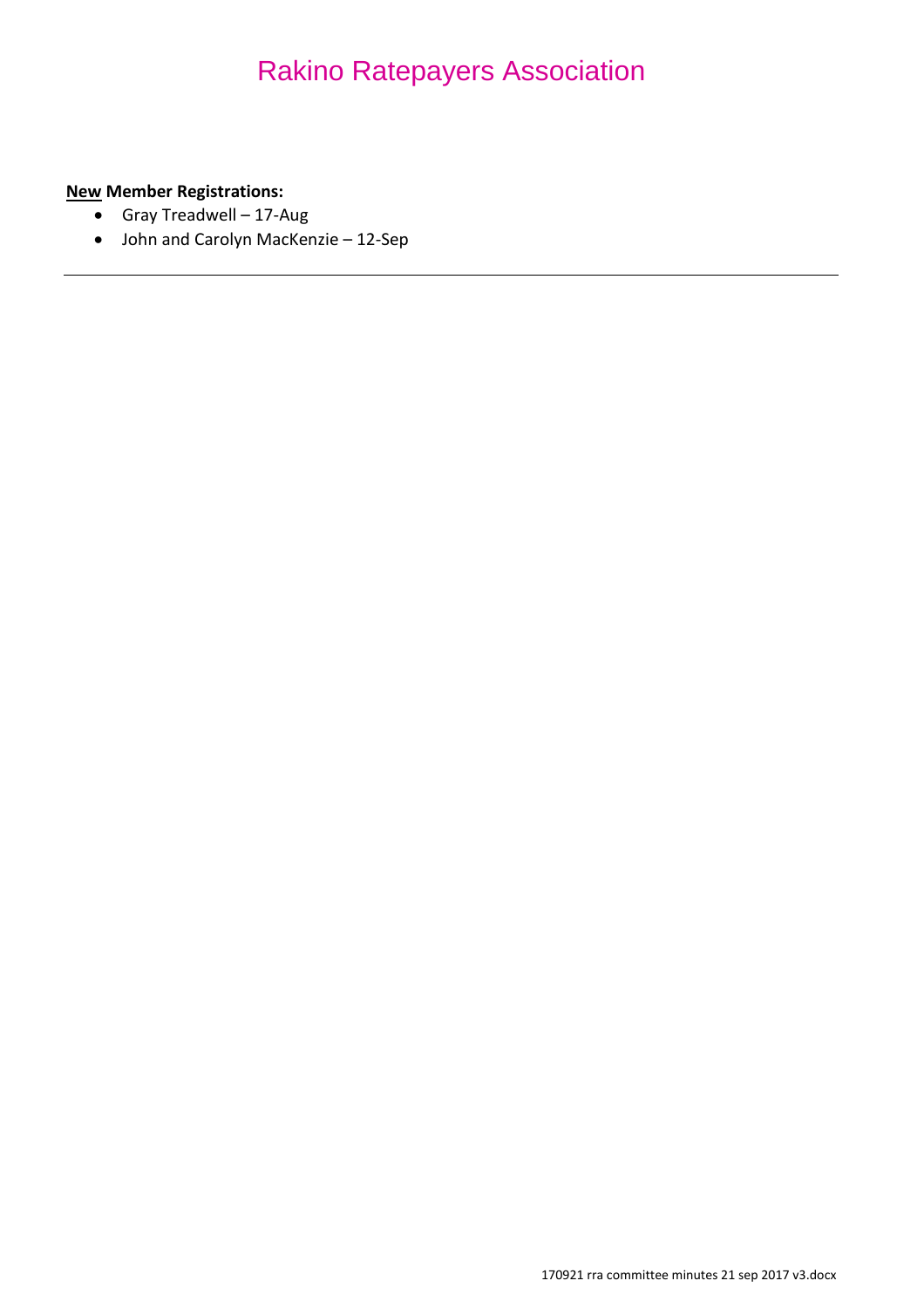**New Member Registrations:**

- Gray Treadwell – 17-Aug
- John and Carolyn MacKenzie – 12-Sep

---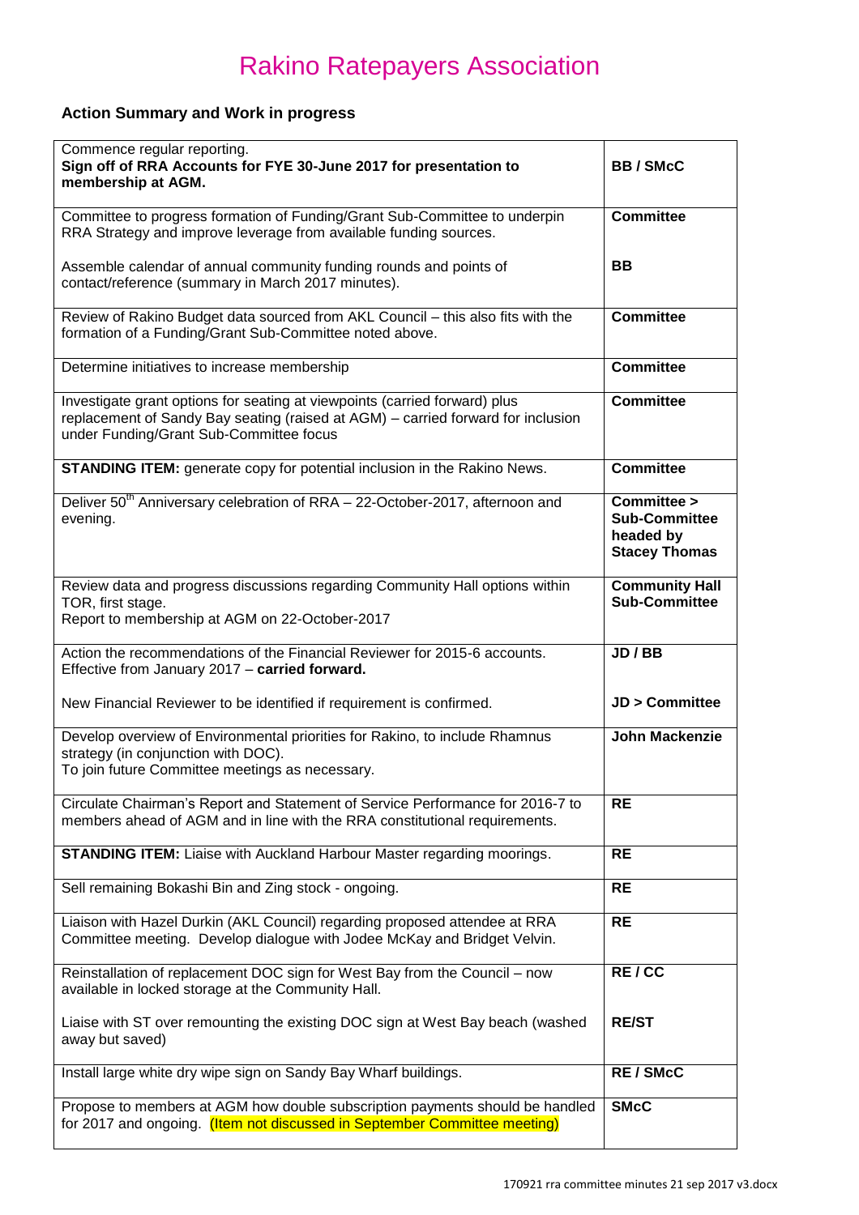# Rakino Ratepayers Association

## Action Summary and Work in progress

| Action | Responsible |
|---|---|
| Commence regular reporting.<br>**Sign off of RRA Accounts for FYE 30-June 2017 for presentation to membership at AGM.** | **BB / SMcC** |
| Committee to progress formation of Funding/Grant Sub-Committee to underpin RRA Strategy and improve leverage from available funding sources.<br><br>Assemble calendar of annual community funding rounds and points of contact/reference (summary in March 2017 minutes). | **Committee**<br><br>**BB** |
| Review of Rakino Budget data sourced from AKL Council – this also fits with the formation of a Funding/Grant Sub-Committee noted above. | **Committee** |
| Determine initiatives to increase membership | **Committee** |
| Investigate grant options for seating at viewpoints (carried forward) plus replacement of Sandy Bay seating (raised at AGM) – carried forward for inclusion under Funding/Grant Sub-Committee focus | **Committee** |
| **STANDING ITEM:** generate copy for potential inclusion in the Rakino News. | **Committee** |
| Deliver 50th Anniversary celebration of RRA – 22-October-2017, afternoon and evening. | **Committee > Sub-Committee headed by Stacey Thomas** |
| Review data and progress discussions regarding Community Hall options within TOR, first stage.<br>Report to membership at AGM on 22-October-2017 | **Community Hall Sub-Committee** |
| Action the recommendations of the Financial Reviewer for 2015-6 accounts. Effective from January 2017 – **carried forward.**<br><br>New Financial Reviewer to be identified if requirement is confirmed. | **JD / BB**<br><br>**JD > Committee** |
| Develop overview of Environmental priorities for Rakino, to include Rhamnus strategy (in conjunction with DOC).<br>To join future Committee meetings as necessary. | **John Mackenzie** |
| Circulate Chairman's Report and Statement of Service Performance for 2016-7 to members ahead of AGM and in line with the RRA constitutional requirements. | **RE** |
| **STANDING ITEM:** Liaise with Auckland Harbour Master regarding moorings. | **RE** |
| Sell remaining Bokashi Bin and Zing stock - ongoing. | **RE** |
| Liaison with Hazel Durkin (AKL Council) regarding proposed attendee at RRA Committee meeting. Develop dialogue with Jodee McKay and Bridget Velvin. | **RE** |
| Reinstallation of replacement DOC sign for West Bay from the Council – now available in locked storage at the Community Hall.<br><br>Liaise with ST over remounting the existing DOC sign at West Bay beach (washed away but saved) | **RE / CC**<br><br>**RE/ST** |
| Install large white dry wipe sign on Sandy Bay Wharf buildings. | **RE / SMcC** |
| Propose to members at AGM how double subscription payments should be handled for 2017 and ongoing. (Item not discussed in September Committee meeting) | **SMcC** |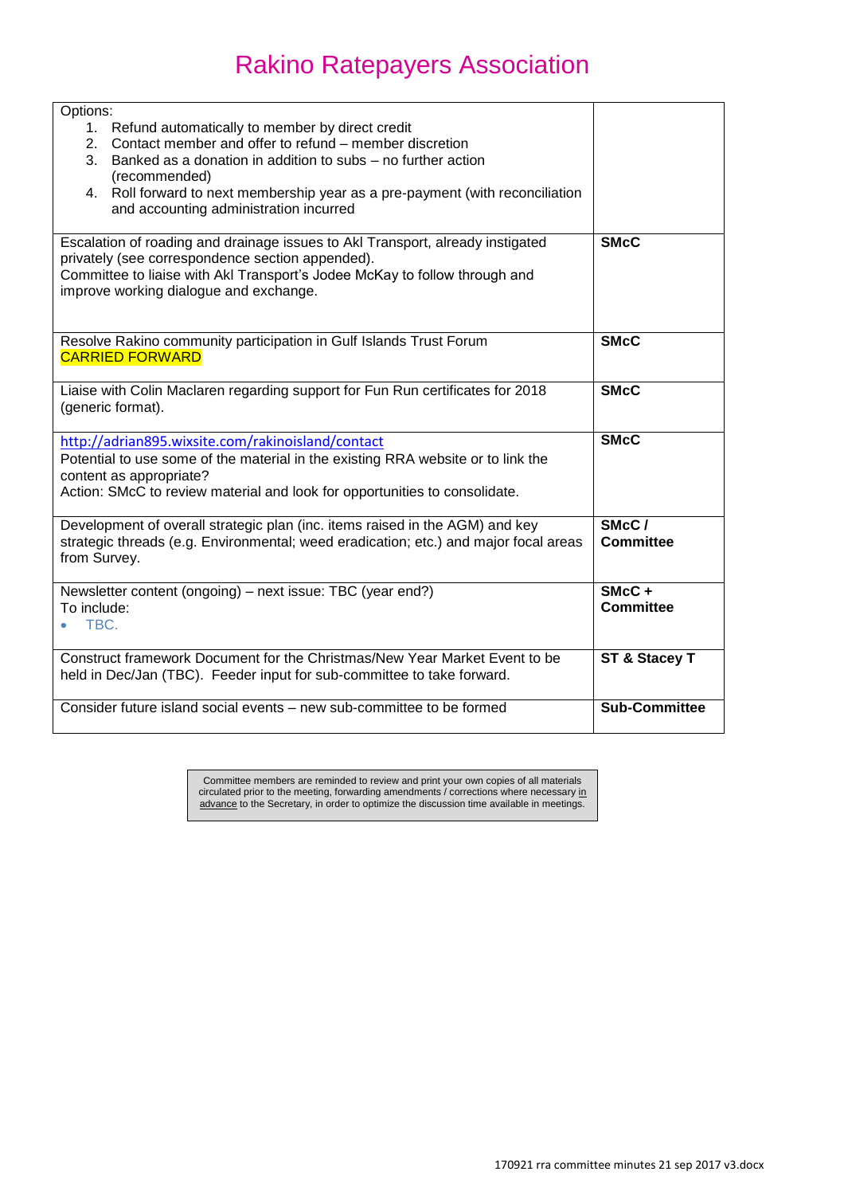# Rakino Ratepayers Association

| | |
|---|---|
| Options:<br>1. Refund automatically to member by direct credit<br>2. Contact member and offer to refund – member discretion<br>3. Banked as a donation in addition to subs – no further action (recommended)<br>4. Roll forward to next membership year as a pre-payment (with reconciliation and accounting administration incurred | |
| Escalation of roading and drainage issues to Akl Transport, already instigated privately (see correspondence section appended).<br>Committee to liaise with Akl Transport's Jodee McKay to follow through and improve working dialogue and exchange. | **SMcC** |
| Resolve Rakino community participation in Gulf Islands Trust Forum<br>CARRIED FORWARD | **SMcC** |
| Liaise with Colin Maclaren regarding support for Fun Run certificates for 2018 (generic format). | **SMcC** |
| http://adrian895.wixsite.com/rakinoisland/contact<br>Potential to use some of the material in the existing RRA website or to link the content as appropriate?<br>Action: SMcC to review material and look for opportunities to consolidate. | **SMcC** |
| Development of overall strategic plan (inc. items raised in the AGM) and key strategic threads (e.g. Environmental; weed eradication; etc.) and major focal areas from Survey. | **SMcC / Committee** |
| Newsletter content (ongoing) – next issue: TBC (year end?)<br>To include:<br>• TBC. | **SMcC + Committee** |
| Construct framework Document for the Christmas/New Year Market Event to be held in Dec/Jan (TBC). Feeder input for sub-committee to take forward. | **ST & Stacey T** |
| Consider future island social events – new sub-committee to be formed | **Sub-Committee** |

Committee members are reminded to review and print your own copies of all materials circulated prior to the meeting, forwarding amendments / corrections where necessary in advance to the Secretary, in order to optimize the discussion time available in meetings.